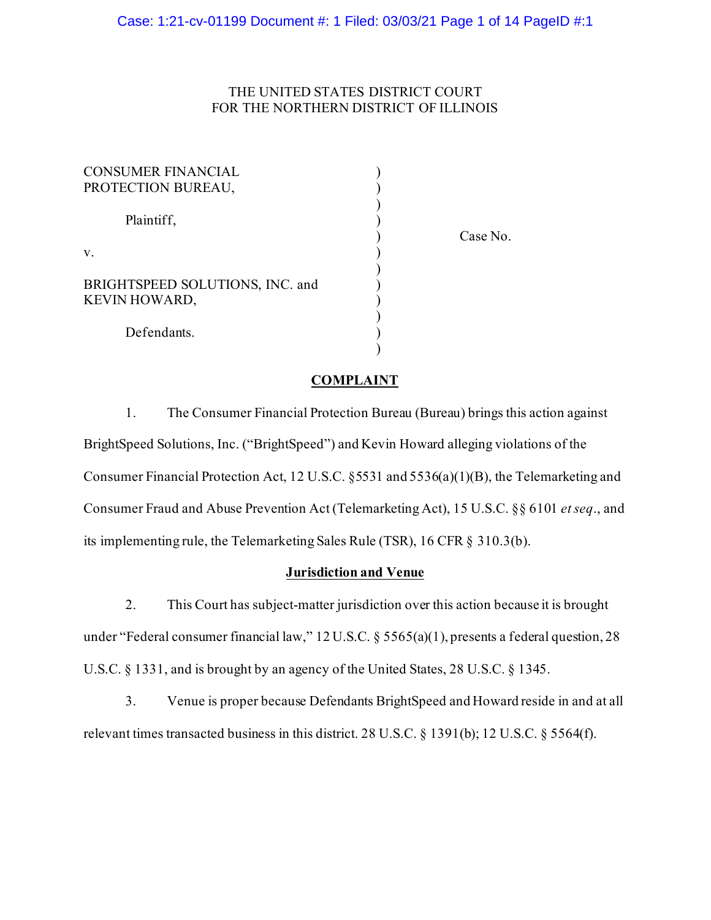THE UNITED STATES DISTRICT COURT
FOR THE NORTHERN DISTRICT OF ILLINOIS

| | |
|---|---|
| CONSUMER FINANCIAL PROTECTION BUREAU,<br><br>Plaintiff,<br><br>v.<br><br>BRIGHTSPEED SOLUTIONS, INC. and KEVIN HOWARD,<br><br>Defendants. | Case No. |

## COMPLAINT

1. The Consumer Financial Protection Bureau (Bureau) brings this action against BrightSpeed Solutions, Inc. ("BrightSpeed") and Kevin Howard alleging violations of the Consumer Financial Protection Act, 12 U.S.C. §5531 and 5536(a)(1)(B), the Telemarketing and Consumer Fraud and Abuse Prevention Act (Telemarketing Act), 15 U.S.C. §§ 6101 *et seq*., and its implementing rule, the Telemarketing Sales Rule (TSR), 16 CFR § 310.3(b).

## Jurisdiction and Venue

2. This Court has subject-matter jurisdiction over this action because it is brought under "Federal consumer financial law," 12 U.S.C. § 5565(a)(1), presents a federal question, 28 U.S.C. § 1331, and is brought by an agency of the United States, 28 U.S.C. § 1345.

3. Venue is proper because Defendants BrightSpeed and Howard reside in and at all relevant times transacted business in this district. 28 U.S.C. § 1391(b); 12 U.S.C. § 5564(f).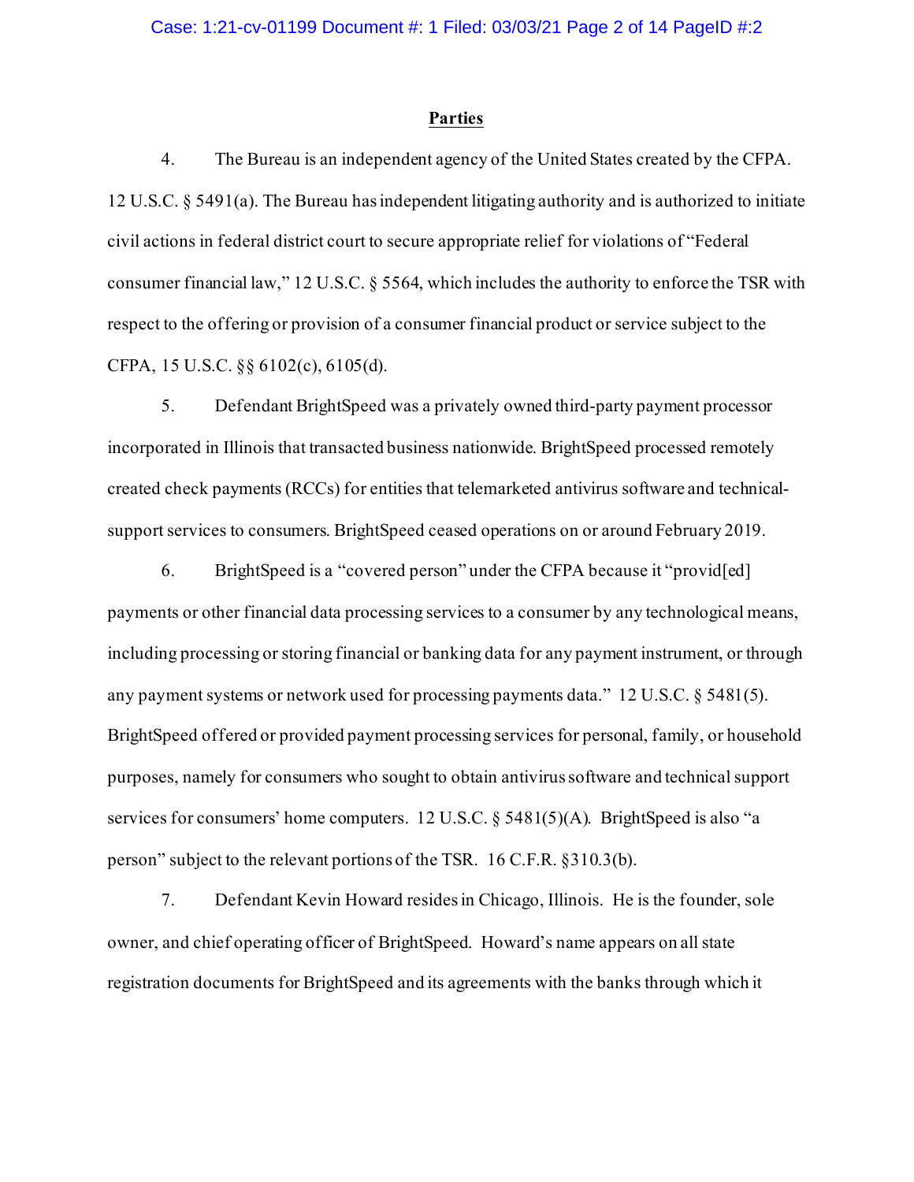## Parties

4. The Bureau is an independent agency of the United States created by the CFPA. 12 U.S.C. § 5491(a). The Bureau has independent litigating authority and is authorized to initiate civil actions in federal district court to secure appropriate relief for violations of "Federal consumer financial law," 12 U.S.C. § 5564, which includes the authority to enforce the TSR with respect to the offering or provision of a consumer financial product or service subject to the CFPA, 15 U.S.C. §§ 6102(c), 6105(d).

5. Defendant BrightSpeed was a privately owned third-party payment processor incorporated in Illinois that transacted business nationwide. BrightSpeed processed remotely created check payments (RCCs) for entities that telemarketed antivirus software and technical-support services to consumers. BrightSpeed ceased operations on or around February 2019.

6. BrightSpeed is a "covered person" under the CFPA because it "provid[ed] payments or other financial data processing services to a consumer by any technological means, including processing or storing financial or banking data for any payment instrument, or through any payment systems or network used for processing payments data." 12 U.S.C. § 5481(5). BrightSpeed offered or provided payment processing services for personal, family, or household purposes, namely for consumers who sought to obtain antivirus software and technical support services for consumers' home computers. 12 U.S.C. § 5481(5)(A). BrightSpeed is also "a person" subject to the relevant portions of the TSR. 16 C.F.R. §310.3(b).

7. Defendant Kevin Howard resides in Chicago, Illinois. He is the founder, sole owner, and chief operating officer of BrightSpeed. Howard's name appears on all state registration documents for BrightSpeed and its agreements with the banks through which it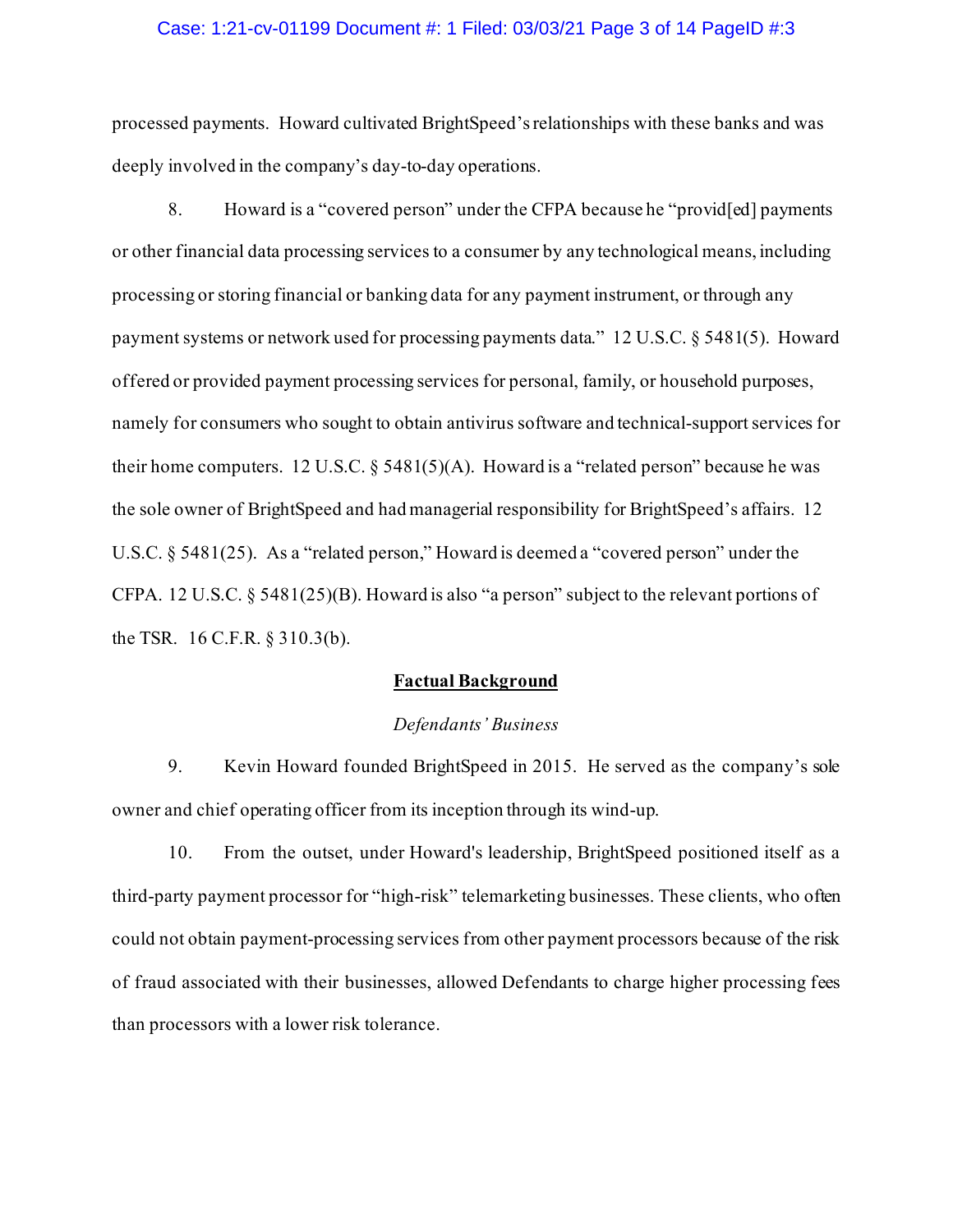processed payments. Howard cultivated BrightSpeed's relationships with these banks and was deeply involved in the company's day-to-day operations.

8. Howard is a "covered person" under the CFPA because he "provid[ed] payments or other financial data processing services to a consumer by any technological means, including processing or storing financial or banking data for any payment instrument, or through any payment systems or network used for processing payments data." 12 U.S.C. § 5481(5). Howard offered or provided payment processing services for personal, family, or household purposes, namely for consumers who sought to obtain antivirus software and technical-support services for their home computers. 12 U.S.C. § 5481(5)(A). Howard is a "related person" because he was the sole owner of BrightSpeed and had managerial responsibility for BrightSpeed's affairs. 12 U.S.C. § 5481(25). As a "related person," Howard is deemed a "covered person" under the CFPA. 12 U.S.C. § 5481(25)(B). Howard is also "a person" subject to the relevant portions of the TSR. 16 C.F.R. § 310.3(b).

**Factual Background**

*Defendants' Business*

9. Kevin Howard founded BrightSpeed in 2015. He served as the company's sole owner and chief operating officer from its inception through its wind-up.

10. From the outset, under Howard's leadership, BrightSpeed positioned itself as a third-party payment processor for "high-risk" telemarketing businesses. These clients, who often could not obtain payment-processing services from other payment processors because of the risk of fraud associated with their businesses, allowed Defendants to charge higher processing fees than processors with a lower risk tolerance.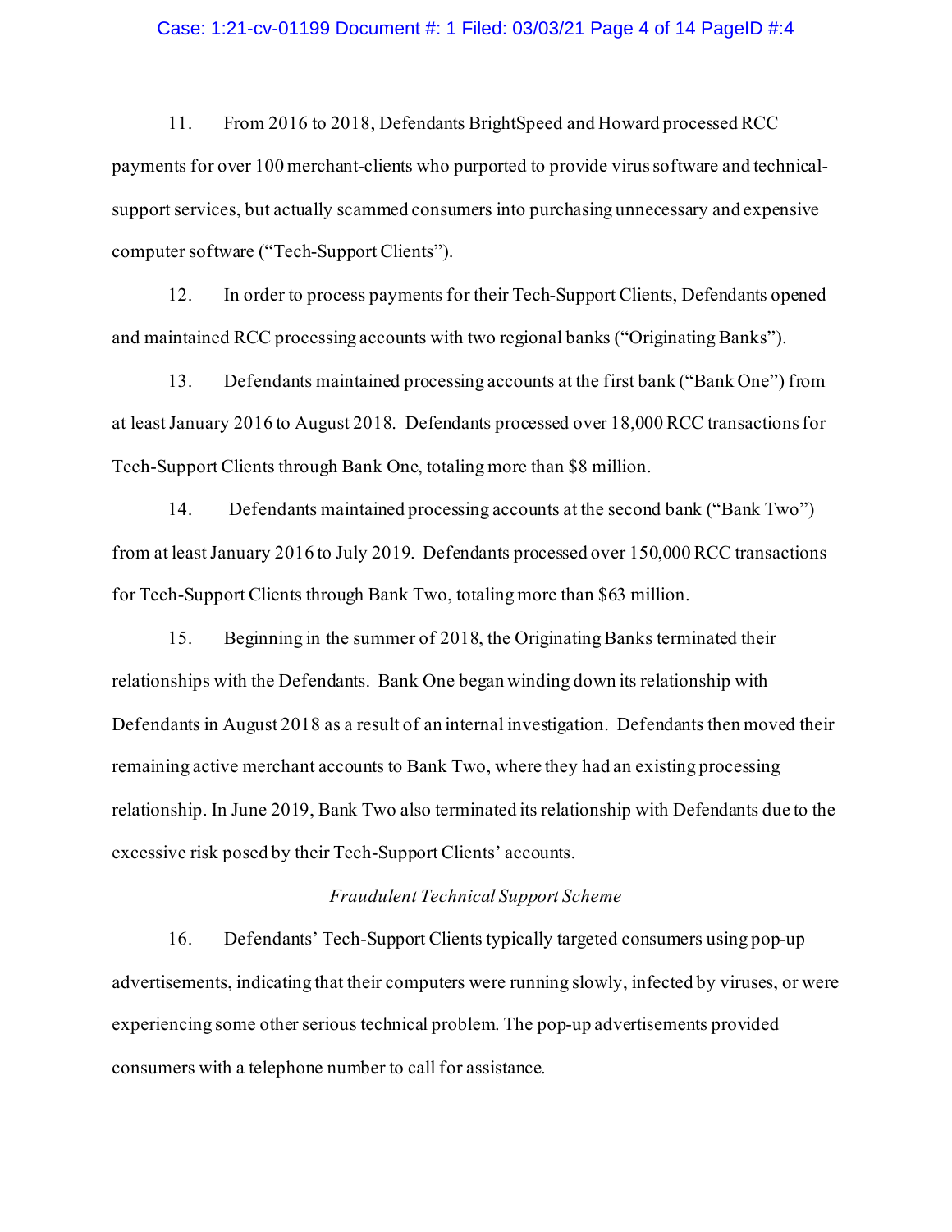11. From 2016 to 2018, Defendants BrightSpeed and Howard processed RCC payments for over 100 merchant-clients who purported to provide virus software and technical-support services, but actually scammed consumers into purchasing unnecessary and expensive computer software ("Tech-Support Clients").

12. In order to process payments for their Tech-Support Clients, Defendants opened and maintained RCC processing accounts with two regional banks ("Originating Banks").

13. Defendants maintained processing accounts at the first bank ("Bank One") from at least January 2016 to August 2018. Defendants processed over 18,000 RCC transactions for Tech-Support Clients through Bank One, totaling more than $8 million.

14. Defendants maintained processing accounts at the second bank ("Bank Two") from at least January 2016 to July 2019. Defendants processed over 150,000 RCC transactions for Tech-Support Clients through Bank Two, totaling more than $63 million.

15. Beginning in the summer of 2018, the Originating Banks terminated their relationships with the Defendants. Bank One began winding down its relationship with Defendants in August 2018 as a result of an internal investigation. Defendants then moved their remaining active merchant accounts to Bank Two, where they had an existing processing relationship. In June 2019, Bank Two also terminated its relationship with Defendants due to the excessive risk posed by their Tech-Support Clients' accounts.

*Fraudulent Technical Support Scheme*

16. Defendants' Tech-Support Clients typically targeted consumers using pop-up advertisements, indicating that their computers were running slowly, infected by viruses, or were experiencing some other serious technical problem. The pop-up advertisements provided consumers with a telephone number to call for assistance.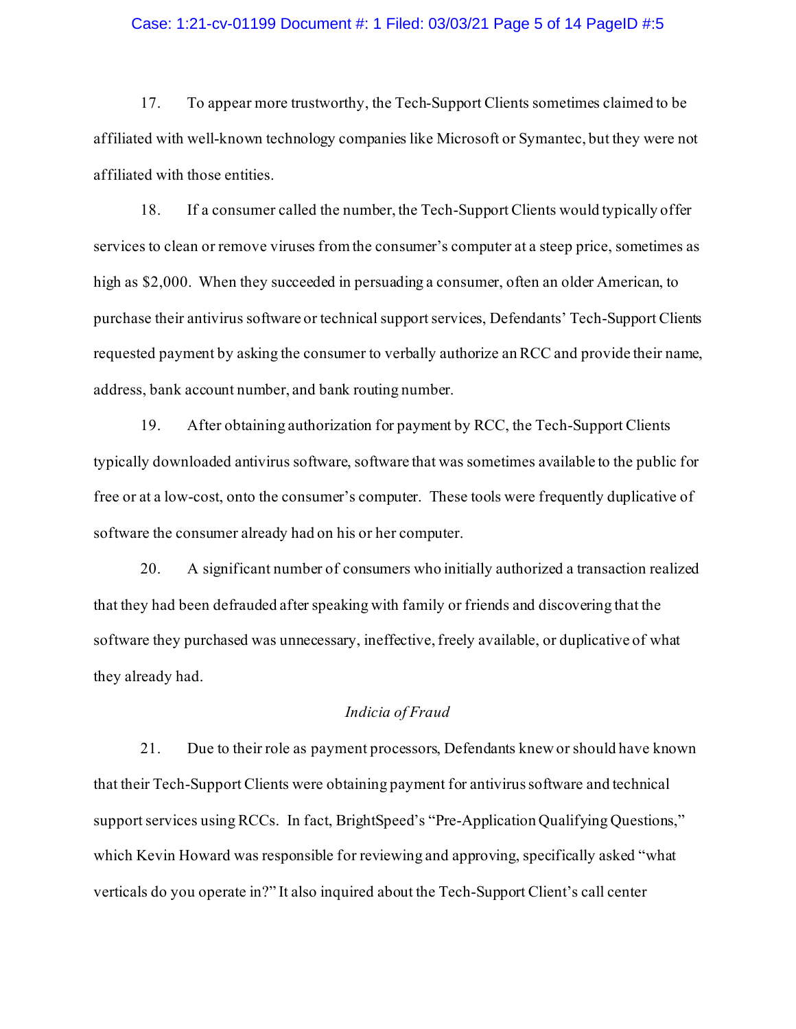17. To appear more trustworthy, the Tech-Support Clients sometimes claimed to be affiliated with well-known technology companies like Microsoft or Symantec, but they were not affiliated with those entities.

18. If a consumer called the number, the Tech-Support Clients would typically offer services to clean or remove viruses from the consumer's computer at a steep price, sometimes as high as $2,000. When they succeeded in persuading a consumer, often an older American, to purchase their antivirus software or technical support services, Defendants' Tech-Support Clients requested payment by asking the consumer to verbally authorize an RCC and provide their name, address, bank account number, and bank routing number.

19. After obtaining authorization for payment by RCC, the Tech-Support Clients typically downloaded antivirus software, software that was sometimes available to the public for free or at a low-cost, onto the consumer's computer. These tools were frequently duplicative of software the consumer already had on his or her computer.

20. A significant number of consumers who initially authorized a transaction realized that they had been defrauded after speaking with family or friends and discovering that the software they purchased was unnecessary, ineffective, freely available, or duplicative of what they already had.

*Indicia of Fraud*

21. Due to their role as payment processors, Defendants knew or should have known that their Tech-Support Clients were obtaining payment for antivirus software and technical support services using RCCs. In fact, BrightSpeed's "Pre-Application Qualifying Questions," which Kevin Howard was responsible for reviewing and approving, specifically asked "what verticals do you operate in?" It also inquired about the Tech-Support Client's call center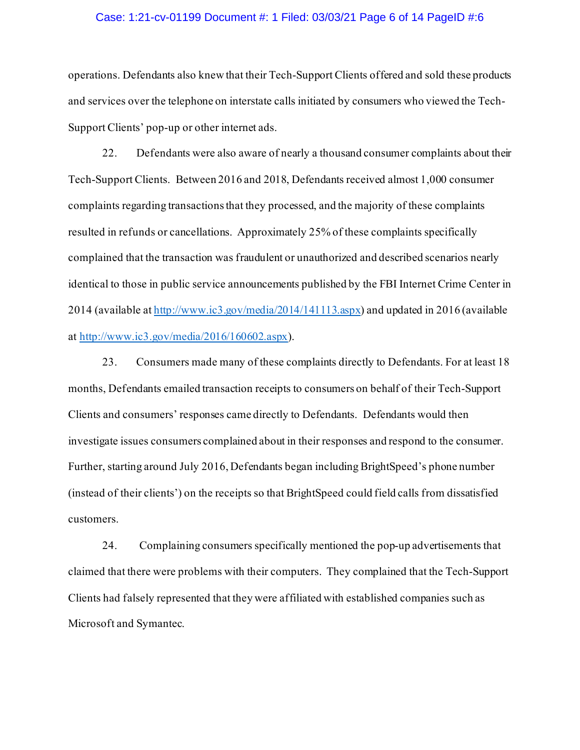operations. Defendants also knew that their Tech-Support Clients offered and sold these products and services over the telephone on interstate calls initiated by consumers who viewed the Tech-Support Clients' pop-up or other internet ads.

22. Defendants were also aware of nearly a thousand consumer complaints about their Tech-Support Clients. Between 2016 and 2018, Defendants received almost 1,000 consumer complaints regarding transactions that they processed, and the majority of these complaints resulted in refunds or cancellations. Approximately 25% of these complaints specifically complained that the transaction was fraudulent or unauthorized and described scenarios nearly identical to those in public service announcements published by the FBI Internet Crime Center in 2014 (available at http://www.ic3.gov/media/2014/141113.aspx) and updated in 2016 (available at http://www.ic3.gov/media/2016/160602.aspx).

23. Consumers made many of these complaints directly to Defendants. For at least 18 months, Defendants emailed transaction receipts to consumers on behalf of their Tech-Support Clients and consumers' responses came directly to Defendants. Defendants would then investigate issues consumers complained about in their responses and respond to the consumer. Further, starting around July 2016, Defendants began including BrightSpeed's phone number (instead of their clients') on the receipts so that BrightSpeed could field calls from dissatisfied customers.

24. Complaining consumers specifically mentioned the pop-up advertisements that claimed that there were problems with their computers. They complained that the Tech-Support Clients had falsely represented that they were affiliated with established companies such as Microsoft and Symantec.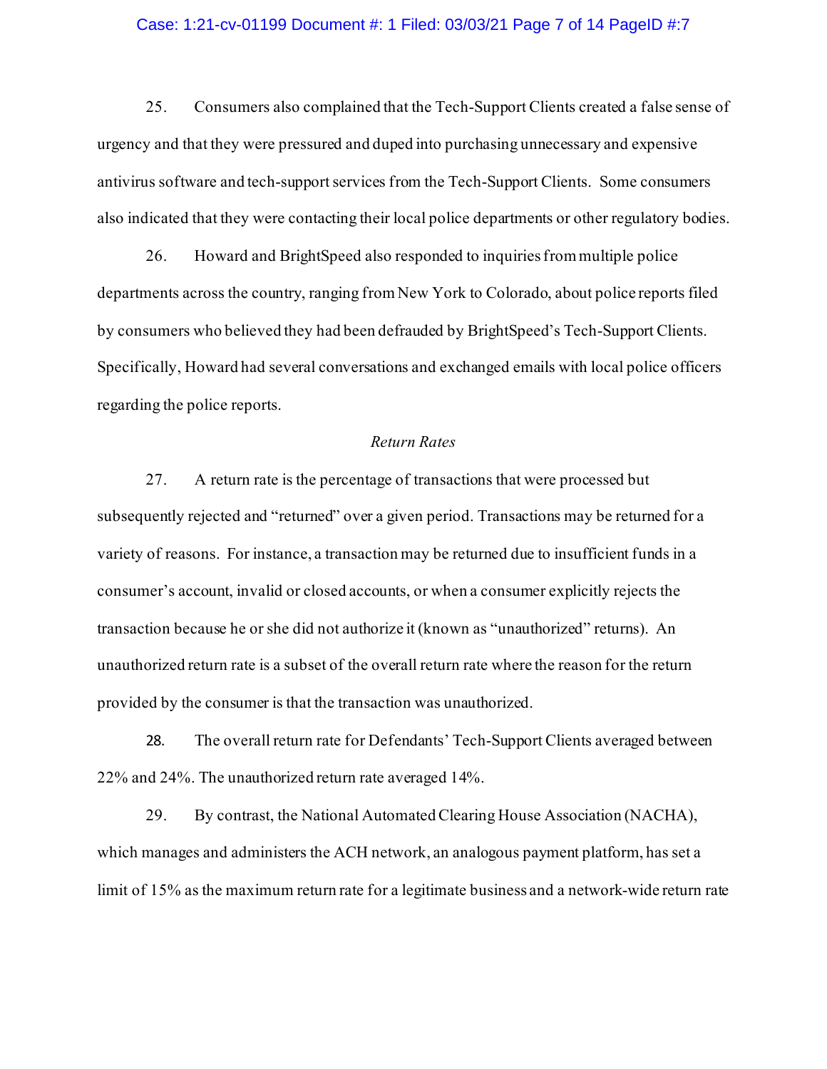25. Consumers also complained that the Tech-Support Clients created a false sense of urgency and that they were pressured and duped into purchasing unnecessary and expensive antivirus software and tech-support services from the Tech-Support Clients. Some consumers also indicated that they were contacting their local police departments or other regulatory bodies.

26. Howard and BrightSpeed also responded to inquiries from multiple police departments across the country, ranging from New York to Colorado, about police reports filed by consumers who believed they had been defrauded by BrightSpeed's Tech-Support Clients. Specifically, Howard had several conversations and exchanged emails with local police officers regarding the police reports.

*Return Rates*

27. A return rate is the percentage of transactions that were processed but subsequently rejected and "returned" over a given period. Transactions may be returned for a variety of reasons. For instance, a transaction may be returned due to insufficient funds in a consumer's account, invalid or closed accounts, or when a consumer explicitly rejects the transaction because he or she did not authorize it (known as "unauthorized" returns). An unauthorized return rate is a subset of the overall return rate where the reason for the return provided by the consumer is that the transaction was unauthorized.

28. The overall return rate for Defendants' Tech-Support Clients averaged between 22% and 24%. The unauthorized return rate averaged 14%.

29. By contrast, the National Automated Clearing House Association (NACHA), which manages and administers the ACH network, an analogous payment platform, has set a limit of 15% as the maximum return rate for a legitimate business and a network-wide return rate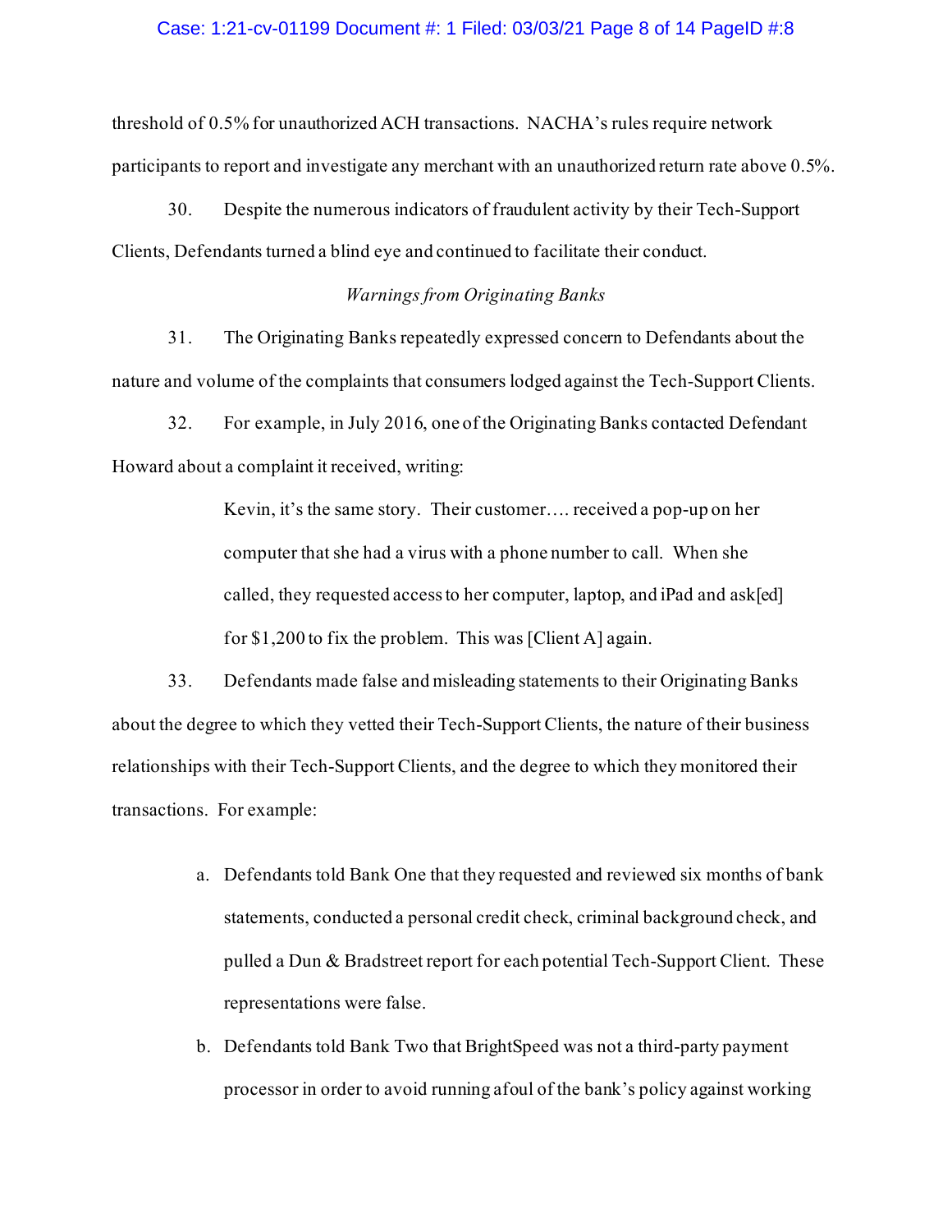threshold of 0.5% for unauthorized ACH transactions. NACHA's rules require network participants to report and investigate any merchant with an unauthorized return rate above 0.5%.

30. Despite the numerous indicators of fraudulent activity by their Tech-Support Clients, Defendants turned a blind eye and continued to facilitate their conduct.

*Warnings from Originating Banks*

31. The Originating Banks repeatedly expressed concern to Defendants about the nature and volume of the complaints that consumers lodged against the Tech-Support Clients.

32. For example, in July 2016, one of the Originating Banks contacted Defendant Howard about a complaint it received, writing:

> Kevin, it's the same story. Their customer…. received a pop-up on her computer that she had a virus with a phone number to call. When she called, they requested access to her computer, laptop, and iPad and ask[ed] for $1,200 to fix the problem. This was [Client A] again.

33. Defendants made false and misleading statements to their Originating Banks about the degree to which they vetted their Tech-Support Clients, the nature of their business relationships with their Tech-Support Clients, and the degree to which they monitored their transactions. For example:

a. Defendants told Bank One that they requested and reviewed six months of bank statements, conducted a personal credit check, criminal background check, and pulled a Dun & Bradstreet report for each potential Tech-Support Client. These representations were false.

b. Defendants told Bank Two that BrightSpeed was not a third-party payment processor in order to avoid running afoul of the bank's policy against working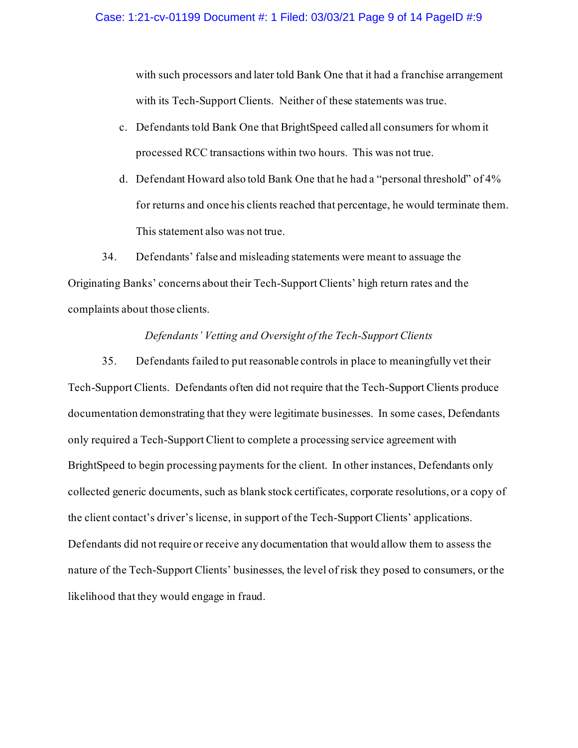with such processors and later told Bank One that it had a franchise arrangement with its Tech-Support Clients. Neither of these statements was true.

c. Defendants told Bank One that BrightSpeed called all consumers for whom it processed RCC transactions within two hours. This was not true.

d. Defendant Howard also told Bank One that he had a "personal threshold" of 4% for returns and once his clients reached that percentage, he would terminate them. This statement also was not true.

34. Defendants' false and misleading statements were meant to assuage the Originating Banks' concerns about their Tech-Support Clients' high return rates and the complaints about those clients.

*Defendants' Vetting and Oversight of the Tech-Support Clients*

35. Defendants failed to put reasonable controls in place to meaningfully vet their Tech-Support Clients. Defendants often did not require that the Tech-Support Clients produce documentation demonstrating that they were legitimate businesses. In some cases, Defendants only required a Tech-Support Client to complete a processing service agreement with BrightSpeed to begin processing payments for the client. In other instances, Defendants only collected generic documents, such as blank stock certificates, corporate resolutions, or a copy of the client contact's driver's license, in support of the Tech-Support Clients' applications. Defendants did not require or receive any documentation that would allow them to assess the nature of the Tech-Support Clients' businesses, the level of risk they posed to consumers, or the likelihood that they would engage in fraud.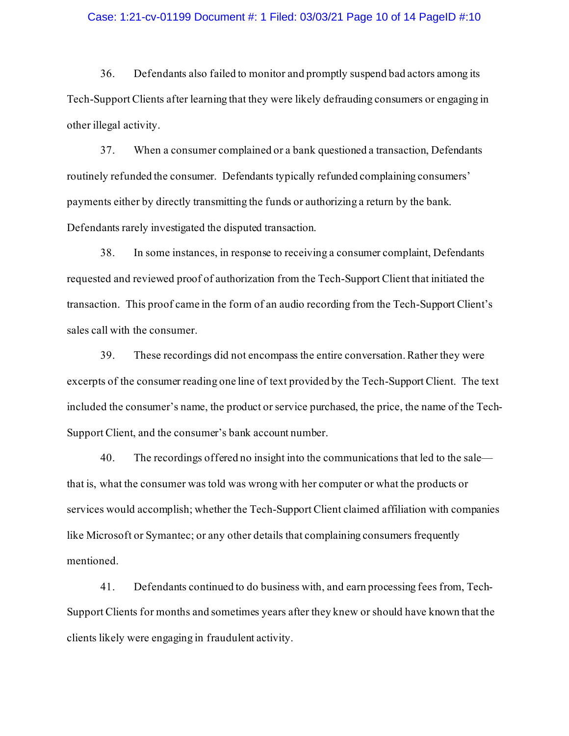36. Defendants also failed to monitor and promptly suspend bad actors among its Tech-Support Clients after learning that they were likely defrauding consumers or engaging in other illegal activity.

37. When a consumer complained or a bank questioned a transaction, Defendants routinely refunded the consumer. Defendants typically refunded complaining consumers' payments either by directly transmitting the funds or authorizing a return by the bank. Defendants rarely investigated the disputed transaction.

38. In some instances, in response to receiving a consumer complaint, Defendants requested and reviewed proof of authorization from the Tech-Support Client that initiated the transaction. This proof came in the form of an audio recording from the Tech-Support Client's sales call with the consumer.

39. These recordings did not encompass the entire conversation. Rather they were excerpts of the consumer reading one line of text provided by the Tech-Support Client. The text included the consumer's name, the product or service purchased, the price, the name of the Tech-Support Client, and the consumer's bank account number.

40. The recordings offered no insight into the communications that led to the sale—that is, what the consumer was told was wrong with her computer or what the products or services would accomplish; whether the Tech-Support Client claimed affiliation with companies like Microsoft or Symantec; or any other details that complaining consumers frequently mentioned.

41. Defendants continued to do business with, and earn processing fees from, Tech-Support Clients for months and sometimes years after they knew or should have known that the clients likely were engaging in fraudulent activity.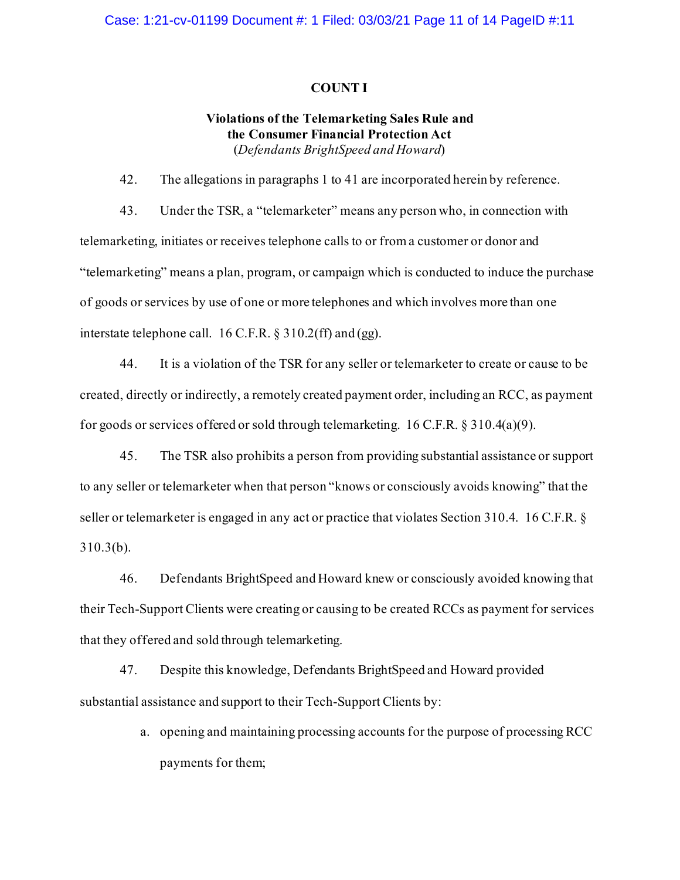## COUNT I

**Violations of the Telemarketing Sales Rule and the Consumer Financial Protection Act**
(*Defendants BrightSpeed and Howard*)

42. The allegations in paragraphs 1 to 41 are incorporated herein by reference.

43. Under the TSR, a "telemarketer" means any person who, in connection with telemarketing, initiates or receives telephone calls to or from a customer or donor and "telemarketing" means a plan, program, or campaign which is conducted to induce the purchase of goods or services by use of one or more telephones and which involves more than one interstate telephone call. 16 C.F.R. § 310.2(ff) and (gg).

44. It is a violation of the TSR for any seller or telemarketer to create or cause to be created, directly or indirectly, a remotely created payment order, including an RCC, as payment for goods or services offered or sold through telemarketing. 16 C.F.R. § 310.4(a)(9).

45. The TSR also prohibits a person from providing substantial assistance or support to any seller or telemarketer when that person "knows or consciously avoids knowing" that the seller or telemarketer is engaged in any act or practice that violates Section 310.4. 16 C.F.R. § 310.3(b).

46. Defendants BrightSpeed and Howard knew or consciously avoided knowing that their Tech-Support Clients were creating or causing to be created RCCs as payment for services that they offered and sold through telemarketing.

47. Despite this knowledge, Defendants BrightSpeed and Howard provided substantial assistance and support to their Tech-Support Clients by:

a. opening and maintaining processing accounts for the purpose of processing RCC payments for them;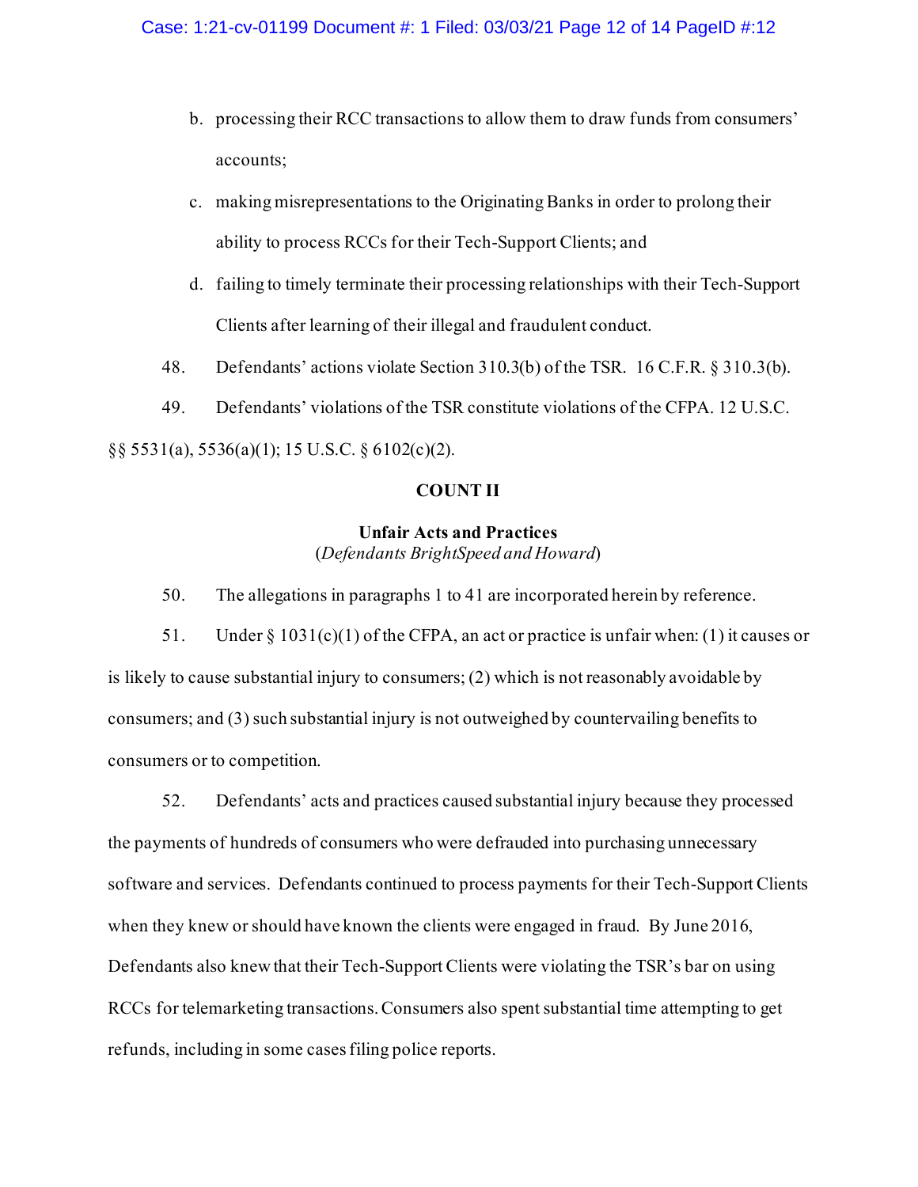b. processing their RCC transactions to allow them to draw funds from consumers' accounts;

c. making misrepresentations to the Originating Banks in order to prolong their ability to process RCCs for their Tech-Support Clients; and

d. failing to timely terminate their processing relationships with their Tech-Support Clients after learning of their illegal and fraudulent conduct.

48. Defendants' actions violate Section 310.3(b) of the TSR. 16 C.F.R. § 310.3(b).

49. Defendants' violations of the TSR constitute violations of the CFPA. 12 U.S.C. §§ 5531(a), 5536(a)(1); 15 U.S.C. § 6102(c)(2).

## COUNT II

### Unfair Acts and Practices

(*Defendants BrightSpeed and Howard*)

50. The allegations in paragraphs 1 to 41 are incorporated herein by reference.

51. Under § 1031(c)(1) of the CFPA, an act or practice is unfair when: (1) it causes or is likely to cause substantial injury to consumers; (2) which is not reasonably avoidable by consumers; and (3) such substantial injury is not outweighed by countervailing benefits to consumers or to competition.

52. Defendants' acts and practices caused substantial injury because they processed the payments of hundreds of consumers who were defrauded into purchasing unnecessary software and services. Defendants continued to process payments for their Tech-Support Clients when they knew or should have known the clients were engaged in fraud. By June 2016, Defendants also knew that their Tech-Support Clients were violating the TSR's bar on using RCCs for telemarketing transactions. Consumers also spent substantial time attempting to get refunds, including in some cases filing police reports.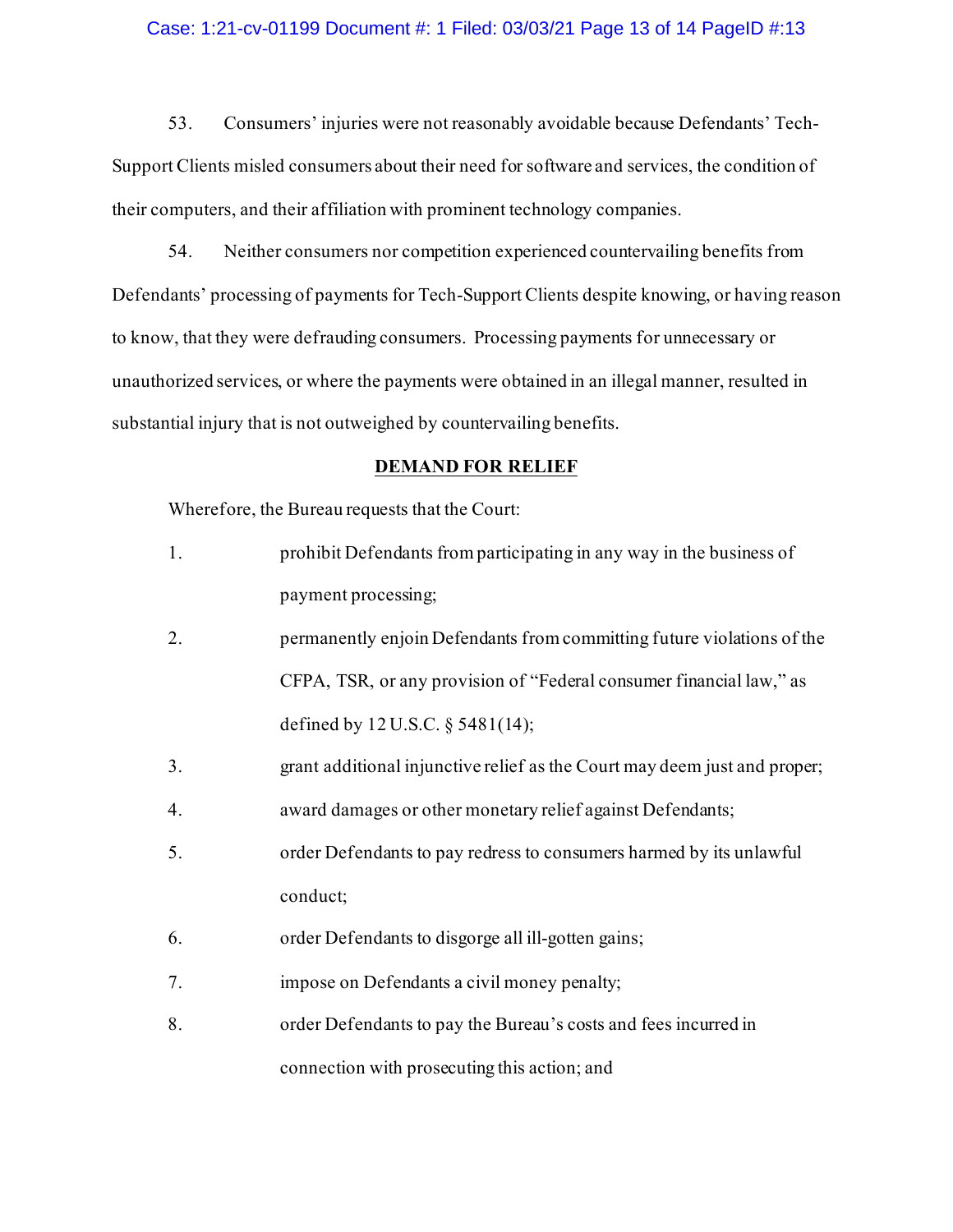53. Consumers' injuries were not reasonably avoidable because Defendants' Tech-Support Clients misled consumers about their need for software and services, the condition of their computers, and their affiliation with prominent technology companies.

54. Neither consumers nor competition experienced countervailing benefits from Defendants' processing of payments for Tech-Support Clients despite knowing, or having reason to know, that they were defrauding consumers. Processing payments for unnecessary or unauthorized services, or where the payments were obtained in an illegal manner, resulted in substantial injury that is not outweighed by countervailing benefits.

## DEMAND FOR RELIEF

Wherefore, the Bureau requests that the Court:

1. prohibit Defendants from participating in any way in the business of payment processing;
2. permanently enjoin Defendants from committing future violations of the CFPA, TSR, or any provision of "Federal consumer financial law," as defined by 12 U.S.C. § 5481(14);
3. grant additional injunctive relief as the Court may deem just and proper;
4. award damages or other monetary relief against Defendants;
5. order Defendants to pay redress to consumers harmed by its unlawful conduct;
6. order Defendants to disgorge all ill-gotten gains;
7. impose on Defendants a civil money penalty;
8. order Defendants to pay the Bureau's costs and fees incurred in connection with prosecuting this action; and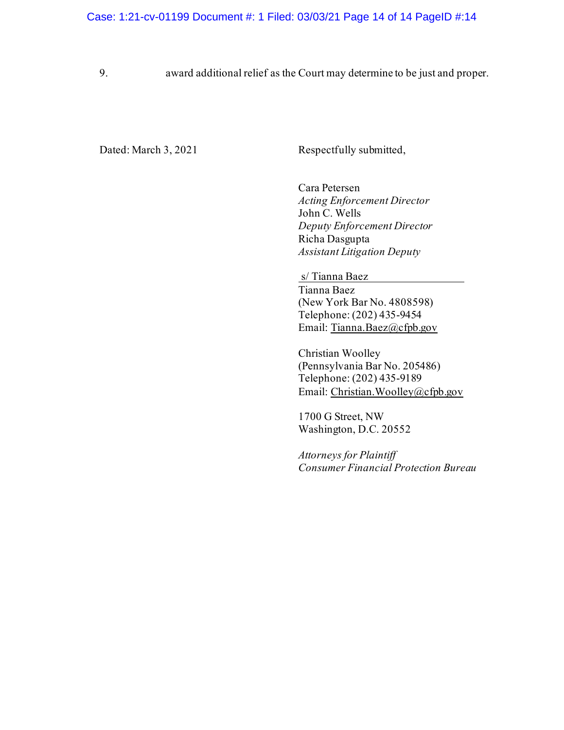9. award additional relief as the Court may determine to be just and proper.

Dated: March 3, 2021

Respectfully submitted,

Cara Petersen
*Acting Enforcement Director*
John C. Wells
*Deputy Enforcement Director*
Richa Dasgupta
*Assistant Litigation Deputy*

s/ Tianna Baez
Tianna Baez
(New York Bar No. 4808598)
Telephone: (202) 435-9454
Email: Tianna.Baez@cfpb.gov

Christian Woolley
(Pennsylvania Bar No. 205486)
Telephone: (202) 435-9189
Email: Christian.Woolley@cfpb.gov

1700 G Street, NW
Washington, D.C. 20552

*Attorneys for Plaintiff*
*Consumer Financial Protection Bureau*